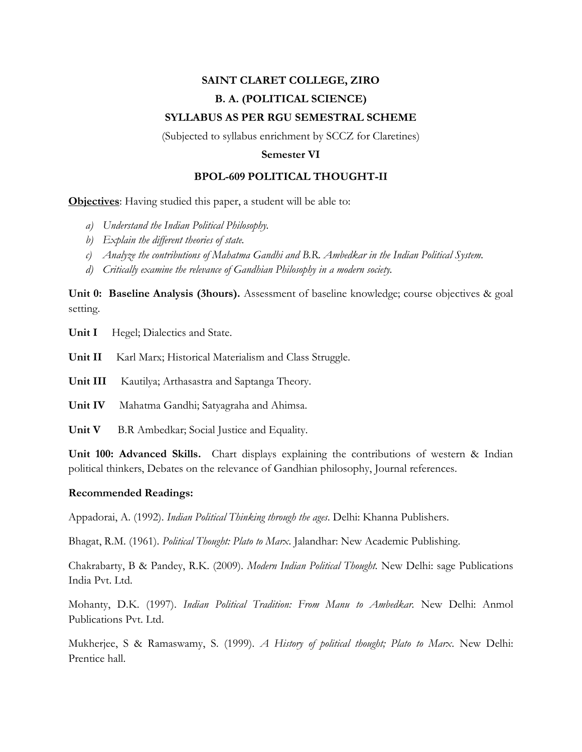# SAINT CLARET COLLEGE, ZIRO

## B. A. (POLITICAL SCIENCE)

## SYLLABUS AS PER RGU SEMESTRAL SCHEME

(Subjected to syllabus enrichment by SCCZ for Claretines)

### Semester VI

### BPOL-609 POLITICAL THOUGHT-II

**Objectives**: Having studied this paper, a student will be able to:

a) *Understand the Indian Political Philosophy.*
b) *Explain the different theories of state.*
c) *Analyze the contributions of Mahatma Gandhi and B.R. Ambedkar in the Indian Political System.*
d) *Critically examine the relevance of Gandhian Philosophy in a modern society.*

**Unit 0: Baseline Analysis (3hours).** Assessment of baseline knowledge; course objectives & goal setting.

**Unit I** Hegel; Dialectics and State.

**Unit II** Karl Marx; Historical Materialism and Class Struggle.

**Unit III** Kautilya; Arthasastra and Saptanga Theory.

**Unit IV** Mahatma Gandhi; Satyagraha and Ahimsa.

**Unit V** B.R Ambedkar; Social Justice and Equality.

**Unit 100: Advanced Skills.** Chart displays explaining the contributions of western & Indian political thinkers, Debates on the relevance of Gandhian philosophy, Journal references.

**Recommended Readings:**

Appadorai, A. (1992). *Indian Political Thinking through the ages*. Delhi: Khanna Publishers.

Bhagat, R.M. (1961). *Political Thought: Plato to Marx*. Jalandhar: New Academic Publishing.

Chakrabarty, B & Pandey, R.K. (2009). *Modern Indian Political Thought.* New Delhi: sage Publications India Pvt. Ltd.

Mohanty, D.K. (1997). *Indian Political Tradition: From Manu to Ambedkar.* New Delhi: Anmol Publications Pvt. Ltd.

Mukherjee, S & Ramaswamy, S. (1999). *A History of political thought; Plato to Marx*. New Delhi: Prentice hall.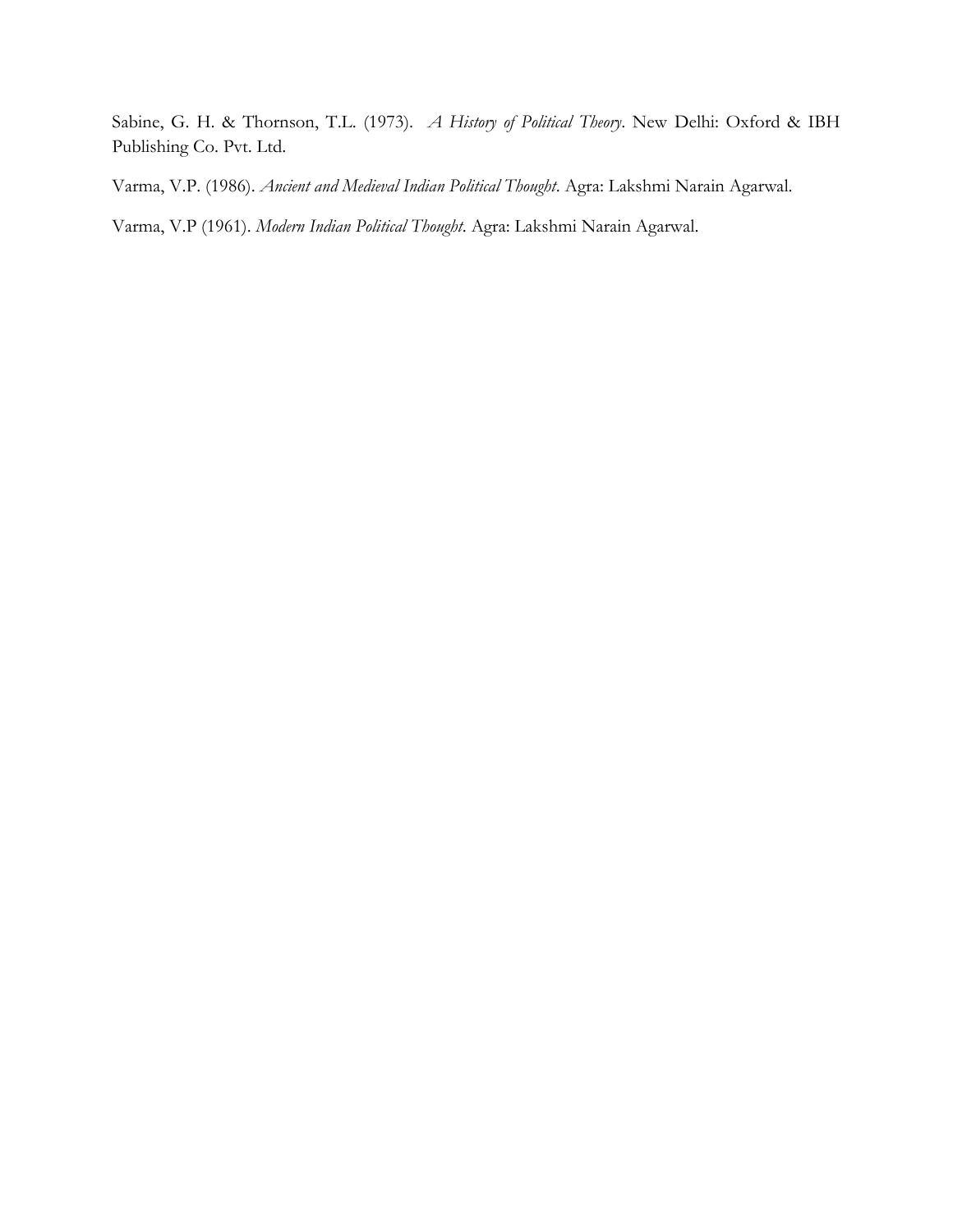Sabine, G. H. & Thornson, T.L. (1973). *A History of Political Theory*. New Delhi: Oxford & IBH Publishing Co. Pvt. Ltd.

Varma, V.P. (1986). *Ancient and Medieval Indian Political Thought*. Agra: Lakshmi Narain Agarwal.

Varma, V.P (1961). *Modern Indian Political Thought*. Agra: Lakshmi Narain Agarwal.